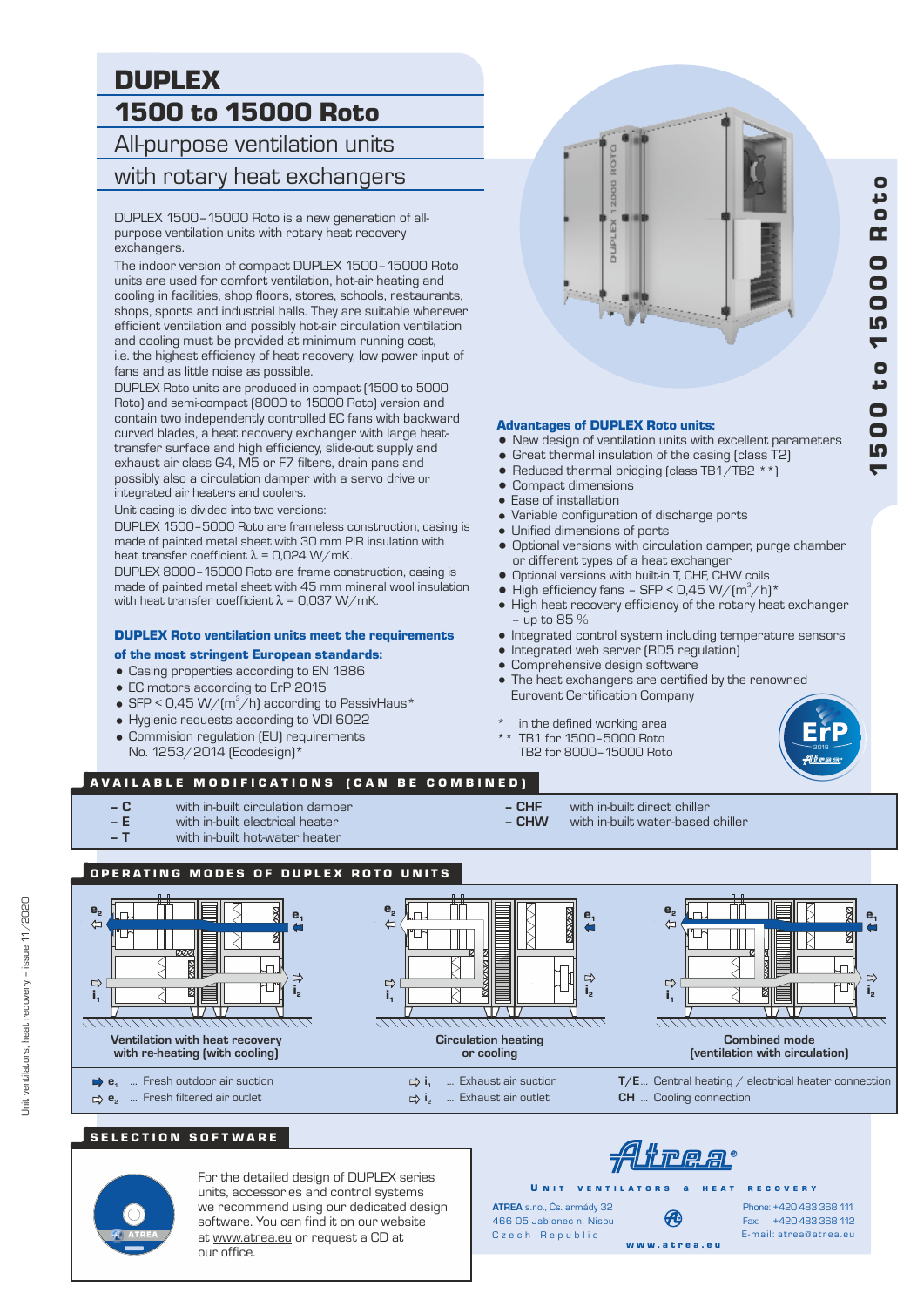# DUPLEX

## 1500 to 15000 Roto

## All-purpose ventilation units with rotary heat exchangers

DUPLEX 1500–15000 Roto is a new generation of all-purpose ventilation units with rotary heat recovery exchangers.

The indoor version of compact DUPLEX 1500–15000 Roto units are used for comfort ventilation, hot-air heating and cooling in facilities, shop floors, stores, schools, restaurants, shops, sports and industrial halls. They are suitable wherever efficient ventilation and possibly hot-air circulation ventilation and cooling must be provided at minimum running cost, i.e. the highest efficiency of heat recovery, low power input of fans and as little noise as possible.

DUPLEX Roto units are produced in compact (1500 to 5000 Roto) and semi-compact (8000 to 15000 Roto) version and contain two independently controlled EC fans with backward curved blades, a heat recovery exchanger with large heat-transfer surface and high efficiency, slide-out supply and exhaust air class G4, M5 or F7 filters, drain pans and possibly also a circulation damper with a servo drive or integrated air heaters and coolers.

Unit casing is divided into two versions:

DUPLEX 1500–5000 Roto are frameless construction, casing is made of painted metal sheet with 30 mm PIR insulation with heat transfer coefficient λ = 0,024 W/mK.

DUPLEX 8000–15000 Roto are frame construction, casing is made of painted metal sheet with 45 mm mineral wool insulation with heat transfer coefficient λ = 0,037 W/mK.

### DUPLEX Roto ventilation units meet the requirements of the most stringent European standards:

- Casing properties according to EN 1886
- EC motors according to ErP 2015
- SFP < 0,45 W/(m$^3$/h) according to PassivHaus*
- Hygienic requests according to VDI 6022
- Commision regulation (EU) requirements No. 1253/2014 (Ecodesign)*

### Advantages of DUPLEX Roto units:

- New design of ventilation units with excellent parameters
- Great thermal insulation of the casing (class T2)
- Reduced thermal bridging (class TB1/TB2 **)
- Compact dimensions
- Ease of installation
- Variable configuration of discharge ports
- Unified dimensions of ports
- Optional versions with circulation damper, purge chamber or different types of a heat exchanger
- Optional versions with built-in T, CHF, CHW coils
- High efficiency fans – SFP < 0,45 W/(m$^3$/h)*
- High heat recovery efficiency of the rotary heat exchanger – up to 85 %
- Integrated control system including temperature sensors
- Integrated web server (RD5 regulation)
- Comprehensive design software
- The heat exchangers are certified by the renowned Eurovent Certification Company

\* in the defined working area
\*\* TB1 for 1500–5000 Roto
TB2 for 8000–15000 Roto

## AVAILABLE MODIFICATIONS (CAN BE COMBINED)

| | |
|---|---|
| **– C** | with in-built circulation damper |
| **– E** | with in-built electrical heater |
| **– T** | with in-built hot-water heater |
| **– CHF** | with in-built direct chiller |
| **– CHW** | with in-built water-based chiller |

## OPERATING MODES OF DUPLEX ROTO UNITS

Ventilation with heat recovery with re-heating (with cooling)

Circulation heating or cooling

Combined mode (ventilation with circulation)

- $e_1$ ... Fresh outdoor air suction
- $e_2$ ... Fresh filtered air outlet
- $i_1$ ... Exhaust air suction
- $i_2$ ... Exhaust air outlet
- T/E... Central heating / electrical heater connection
- CH ... Cooling connection

## SELECTION SOFTWARE

For the detailed design of DUPLEX series units, accessories and control systems we recommend using our dedicated design software. You can find it on our website at www.atrea.eu or request a CD at our office.

Atrea®

UNIT VENTILATORS & HEAT RECOVERY

**ATREA** s.r.o., Čs. armády 32
466 05 Jablonec n. Nisou
Czech Republic

Phone: +420 483 368 111
Fax: +420 483 368 112
E-mail: atrea@atrea.eu

www.atrea.eu

Unit ventilators, heat recovery – issue 11/2020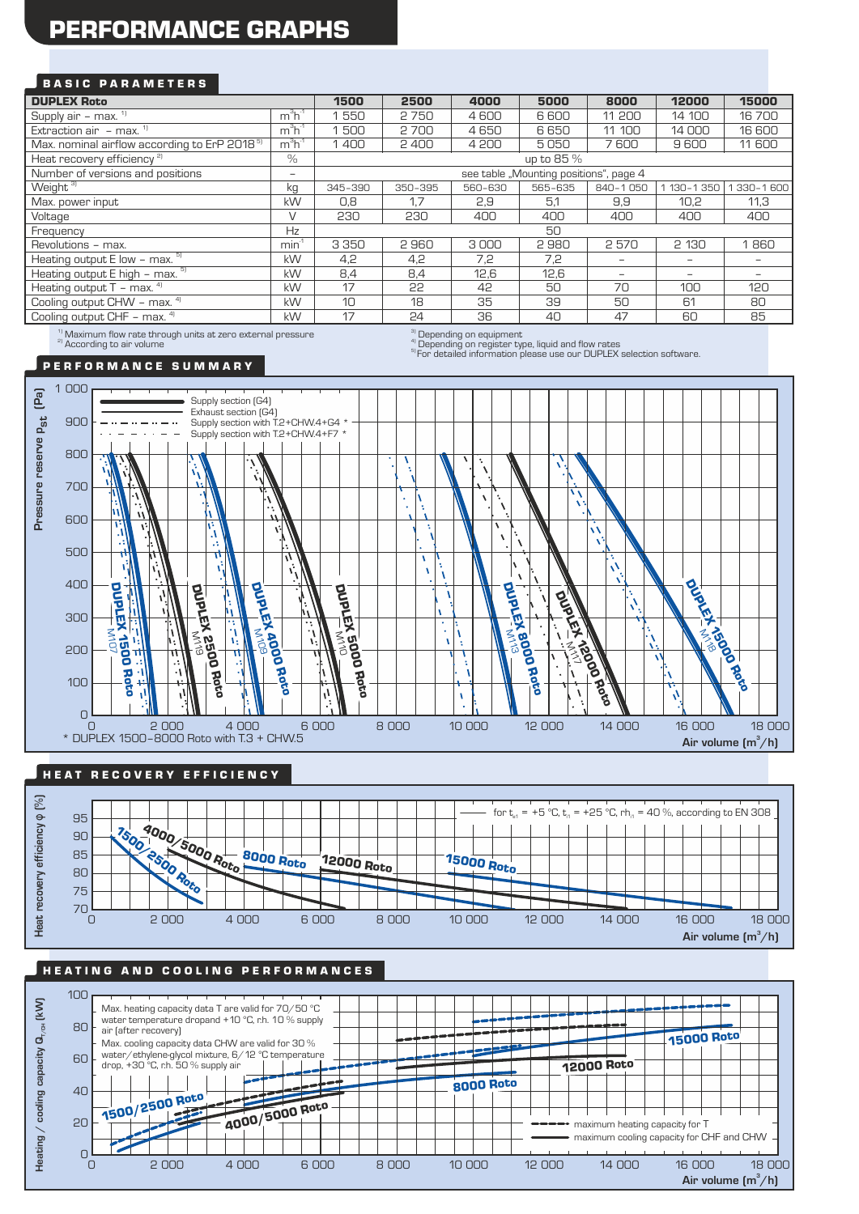# PERFORMANCE GRAPHS

## BASIC PARAMETERS

| DUPLEX Roto | | 1500 | 2500 | 4000 | 5000 | 8000 | 12000 | 15000 |
|---|---|---|---|---|---|---|---|---|
| Supply air – max. [1] | $m^3h^{-1}$ | 1 550 | 2 750 | 4 600 | 6 600 | 11 200 | 14 100 | 16 700 |
| Extraction air – max. [1] | $m^3h^{-1}$ | 1 500 | 2 700 | 4 650 | 6 650 | 11 100 | 14 000 | 16 600 |
| Max. nominal airflow according to ErP 2018 [5] | $m^3h^{-1}$ | 1 400 | 2 400 | 4 200 | 5 050 | 7 600 | 9 600 | 11 600 |
| Heat recovery efficiency [2] | % | up to 85 % | | | | | | |
| Number of versions and positions | – | see table „Mounting positions", page 4 | | | | | | |
| Weight [3] | kg | 345–390 | 350–395 | 560–630 | 565–635 | 840–1 050 | 1 130–1 350 | 1 330–1 600 |
| Max. power input | kW | 0,8 | 1,7 | 2,9 | 5,1 | 9,9 | 10,2 | 11,3 |
| Voltage | V | 230 | 230 | 400 | 400 | 400 | 400 | 400 |
| Frequency | Hz | 50 | | | | | | |
| Revolutions – max. | $min^{-1}$ | 3 350 | 2 960 | 3 000 | 2 980 | 2 570 | 2 130 | 1 860 |
| Heating output E low – max. [5] | kW | 4,2 | 4,2 | 7,2 | 7,2 | – | – | – |
| Heating output E high – max. [5] | kW | 8,4 | 8,4 | 12,6 | 12,6 | – | – | – |
| Heating output T – max. [4] | kW | 17 | 22 | 42 | 50 | 70 | 100 | 120 |
| Cooling output CHW – max. [4] | kW | 10 | 18 | 35 | 39 | 50 | 61 | 80 |
| Cooling output CHF – max. [4] | kW | 17 | 24 | 36 | 40 | 47 | 60 | 85 |

[1] Maximum flow rate through units at zero external pressure
[2] According to air volume
[3] Depending on equipment
[4] Depending on register type, liquid and flow rates
[5] For detailed information please use our DUPLEX selection software.

## PERFORMANCE SUMMARY

Pressure reserve $p_{st}$ (Pa) vs. Air volume ($m^3/h$)

Legend: Supply section (G4); Exhaust section (G4); Supply section with T.2+CHW.4+G4 *; Supply section with T.2+CHW.4+F7 *

Curves: DUPLEX 1500 Roto M107; DUPLEX 2500 Roto M119; DUPLEX 4000 Roto M109; DUPLEX 5000 Roto M110; DUPLEX 8000 Roto M113; DUPLEX 12000 Roto M117; DUPLEX 15000 Roto M118

\* DUPLEX 1500–8000 Roto with T.3 + CHW.5

## HEAT RECOVERY EFFICIENCY

Heat recovery efficiency φ (%) vs. Air volume ($m^3/h$)

for $t_{e1}$ = +5 °C, $t_{i1}$ = +25 °C, $rh_{i1}$ = 40 %, according to EN 308

Curves: 1500/2500 Roto; 4000/5000 Roto; 8000 Roto; 12000 Roto; 15000 Roto

## HEATING AND COOLING PERFORMANCES

Heating / cooling capacity $Q_{t/CH}$ (kW) vs. Air volume ($m^3/h$)

Max. heating capacity data T are valid for 70/50 °C water temperature dropand +10 °C, r.h. 10 % supply air (after recovery)

Max. cooling capacity data CHW are valid for 30 % water/ethylene-glycol mixture, 6/12 °C temperature drop, +30 °C, r.h. 50 % supply air

Curves: 1500/2500 Roto; 4000/5000 Roto; 8000 Roto; 12000 Roto; 15000 Roto

Legend: maximum heating capacity for T; maximum cooling capacity for CHF and CHW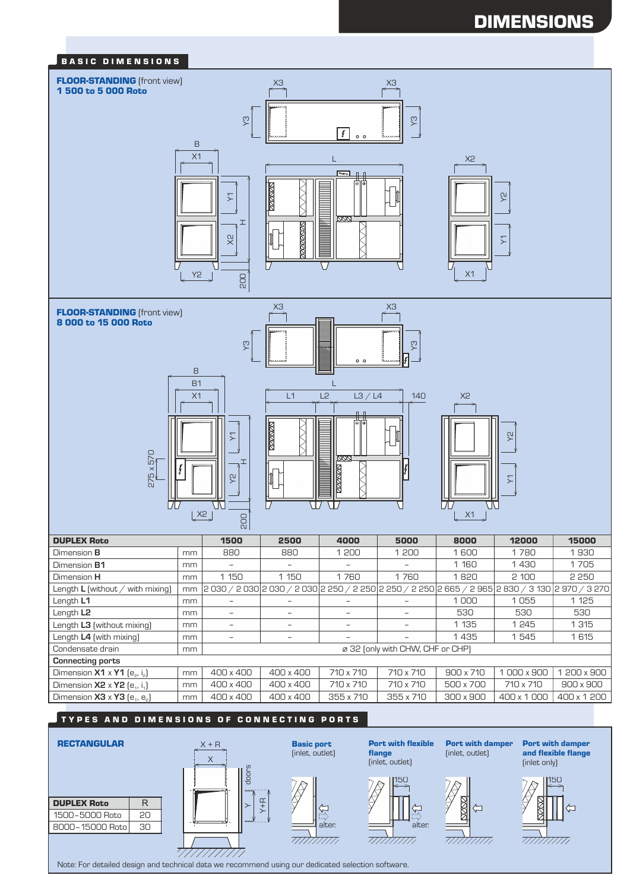# DIMENSIONS

## BASIC DIMENSIONS

**FLOOR-STANDING** (front view)
**1 500 to 5 000 Roto**

**FLOOR-STANDING** (front view)
**8 000 to 15 000 Roto**

| DUPLEX Roto | | 1500 | 2500 | 4000 | 5000 | 8000 | 12000 | 15000 |
|---|---|---|---|---|---|---|---|---|
| Dimension **B** | mm | 880 | 880 | 1 200 | 1 200 | 1 600 | 1 780 | 1 930 |
| Dimension **B1** | mm | – | – | – | – | 1 160 | 1 430 | 1 705 |
| Dimension **H** | mm | 1 150 | 1 150 | 1 760 | 1 760 | 1 820 | 2 100 | 2 250 |
| Length **L** (without / with mixing) | mm | 2 030 / 2 030 | 2 030 / 2 030 | 2 250 / 2 250 | 2 250 / 2 250 | 2 665 / 2 965 | 2 830 / 3 130 | 2 970 / 3 270 |
| Length **L1** | mm | – | – | – | – | 1 000 | 1 055 | 1 125 |
| Length **L2** | mm | – | – | – | – | 530 | 530 | 530 |
| Length **L3** (without mixing) | mm | – | – | – | – | 1 135 | 1 245 | 1 315 |
| Length **L4** (with mixing) | mm | – | – | – | – | 1 435 | 1 545 | 1 615 |
| Condensate drain | mm | ⌀ 32 (only with CHW, CHF or CHP) | | | | | | |
| **Connecting ports** | | | | | | | | |
| Dimension **X1** x **Y1** ($e_2$, $i_2$) | mm | 400 x 400 | 400 x 400 | 710 x 710 | 710 x 710 | 900 x 710 | 1 000 x 900 | 1 200 x 900 |
| Dimension **X2** x **Y2** ($e_1$, $i_1$) | mm | 400 x 400 | 400 x 400 | 710 x 710 | 710 x 710 | 500 x 700 | 710 x 710 | 900 x 900 |
| Dimension **X3** x **Y3** ($e_1$, $e_2$) | mm | 400 x 400 | 400 x 400 | 355 x 710 | 355 x 710 | 300 x 900 | 400 x 1 000 | 400 x 1 200 |

## TYPES AND DIMENSIONS OF CONNECTING PORTS

**RECTANGULAR**

| DUPLEX Roto | R |
|---|---|
| 1500–5000 Roto | 20 |
| 8000–15000 Roto | 30 |

**Basic port** (inlet, outlet)

**Port with flexible flange** (inlet, outlet)

**Port with damper** (inlet, outlet)

**Port with damper and flexible flange** (inlet only)

Note: For detailed design and technical data we recommend using our dedicated selection software.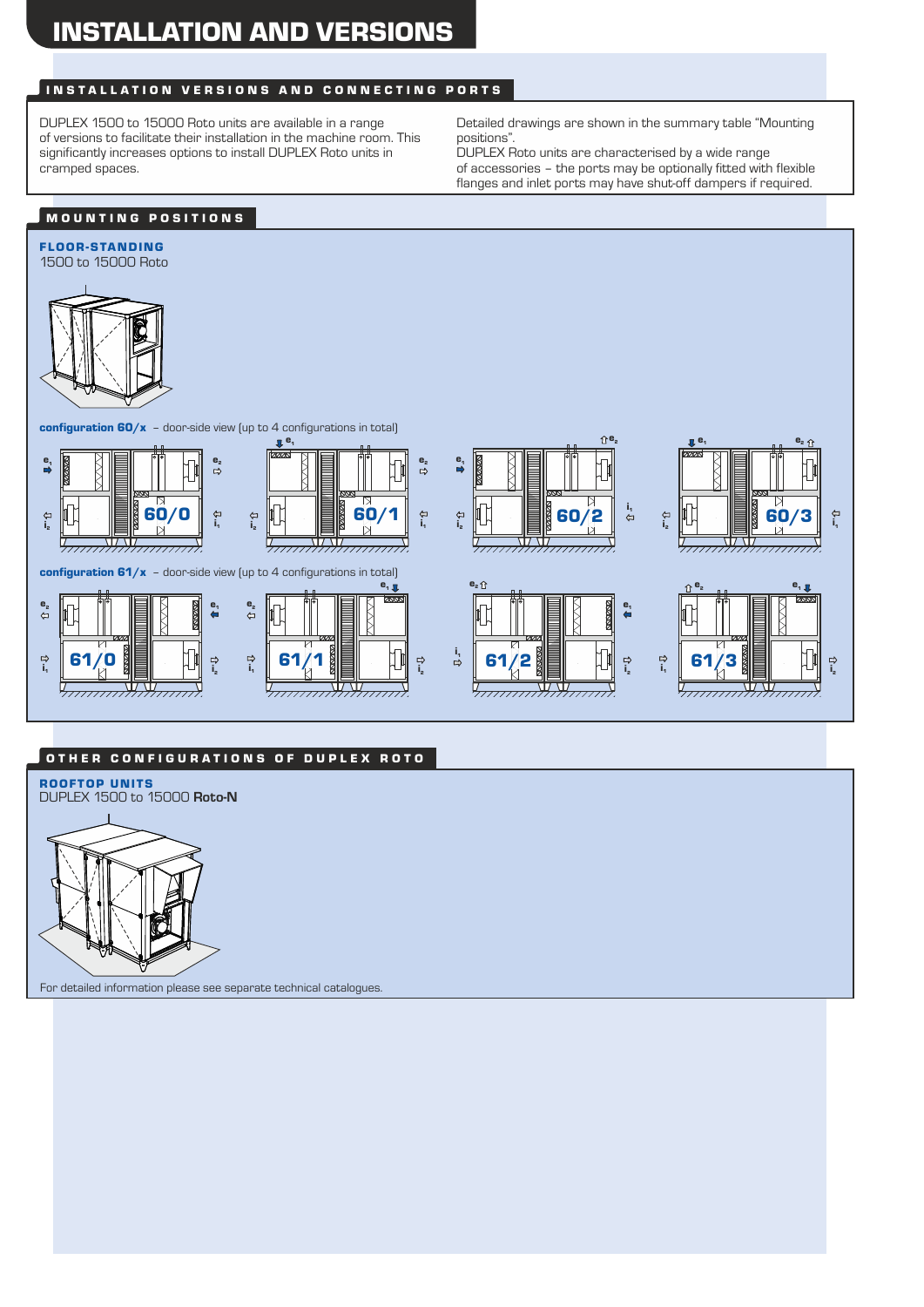# INSTALLATION AND VERSIONS

## INSTALLATION VERSIONS AND CONNECTING PORTS

DUPLEX 1500 to 15000 Roto units are available in a range of versions to facilitate their installation in the machine room. This significantly increases options to install DUPLEX Roto units in cramped spaces.

Detailed drawings are shown in the summary table "Mounting positions".
DUPLEX Roto units are characterised by a wide range of accessories – the ports may be optionally fitted with flexible flanges and inlet ports may have shut-off dampers if required.

## MOUNTING POSITIONS

### FLOOR-STANDING

1500 to 15000 Roto

**configuration 60/x** – door-side view (up to 4 configurations in total)

60/0 60/1 60/2 60/3

**configuration 61/x** – door-side view (up to 4 configurations in total)

61/0 61/1 61/2 61/3

## OTHER CONFIGURATIONS OF DUPLEX ROTO

### ROOFTOP UNITS

DUPLEX 1500 to 15000 **Roto-N**

For detailed information please see separate technical catalogues.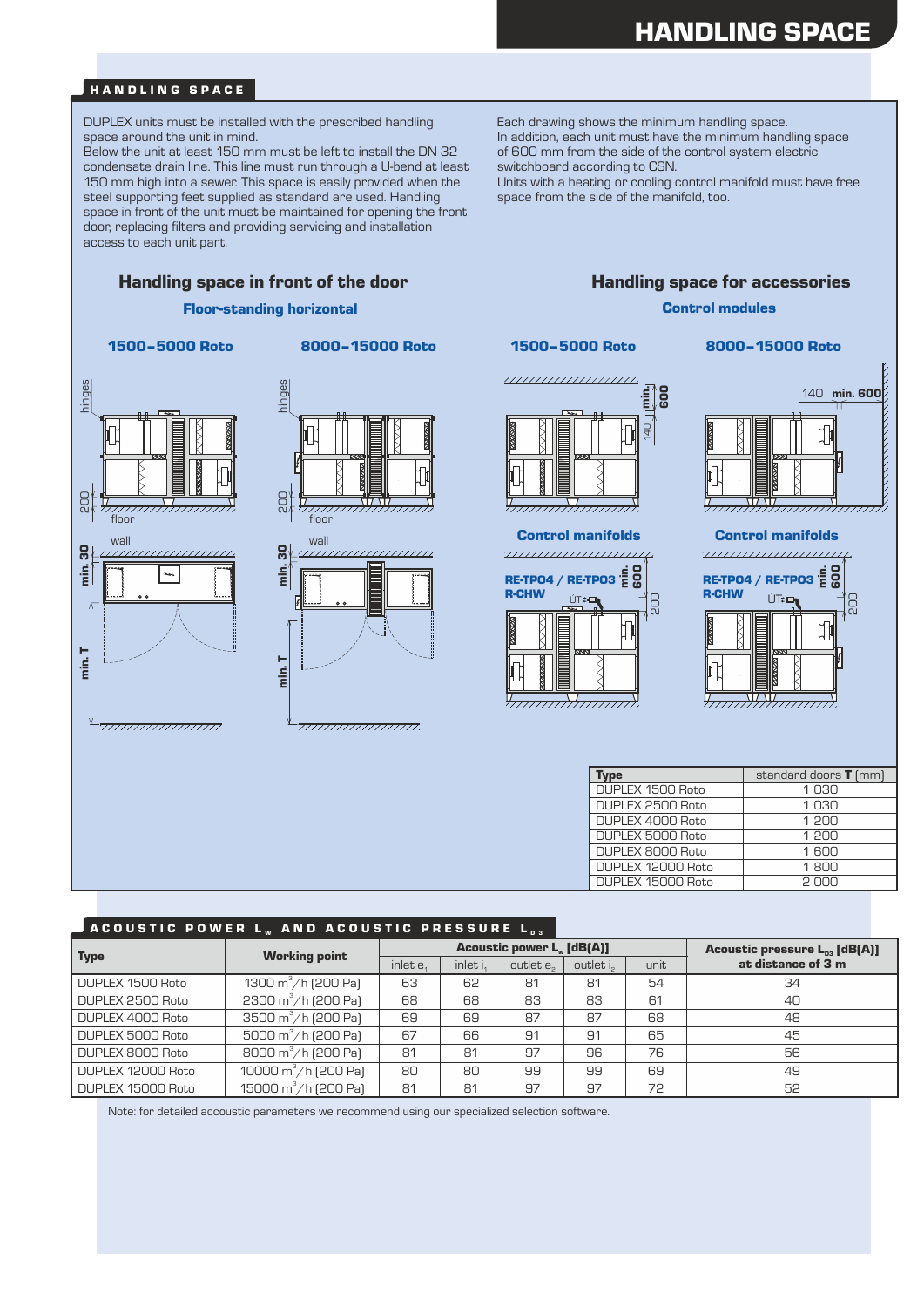## HANDLING SPACE

DUPLEX units must be installed with the prescribed handling space around the unit in mind.
Below the unit at least 150 mm must be left to install the DN 32 condensate drain line. This line must run through a U-bend at least 150 mm high into a sewer. This space is easily provided when the steel supporting feet supplied as standard are used. Handling space in front of the unit must be maintained for opening the front door, replacing filters and providing servicing and installation access to each unit part.

Each drawing shows the minimum handling space.
In addition, each unit must have the minimum handling space of 600 mm from the side of the control system electric switchboard according to CSN.
Units with a heating or cooling control manifold must have free space from the side of the manifold, too.

### Handling space in front of the door

**Floor-standing horizontal**

**1500–5000 Roto** | **8000–15000 Roto**

hinges, 200, floor, wall, min. 30, min. T

### Handling space for accessories

**Control modules**

**1500–5000 Roto** | **8000–15000 Roto**

min. 600, 140

**Control manifolds**

RE-TPO4 / RE-TPO3, R-CHW, ÚT, min. 600, 200

| Type | standard doors **T** [mm] |
|---|---|
| DUPLEX 1500 Roto | 1 030 |
| DUPLEX 2500 Roto | 1 030 |
| DUPLEX 4000 Roto | 1 200 |
| DUPLEX 5000 Roto | 1 200 |
| DUPLEX 8000 Roto | 1 600 |
| DUPLEX 12000 Roto | 1 800 |
| DUPLEX 15000 Roto | 2 000 |

## ACOUSTIC POWER $L_w$ AND ACOUSTIC PRESSURE $L_{p3}$

| Type | Working point | Acoustic power $L_w$ [dB(A)] | | | | | Acoustic pressure $L_{p3}$ [dB(A)] at distance of 3 m |
|---|---|---|---|---|---|---|---|
| | | inlet $e_1$ | inlet $i_1$ | outlet $e_2$ | outlet $i_2$ | unit | |
| DUPLEX 1500 Roto | 1300 m³/h (200 Pa) | 63 | 62 | 81 | 81 | 54 | 34 |
| DUPLEX 2500 Roto | 2300 m³/h (200 Pa) | 68 | 68 | 83 | 83 | 61 | 40 |
| DUPLEX 4000 Roto | 3500 m³/h (200 Pa) | 69 | 69 | 87 | 87 | 68 | 48 |
| DUPLEX 5000 Roto | 5000 m³/h (200 Pa) | 67 | 66 | 91 | 91 | 65 | 45 |
| DUPLEX 8000 Roto | 8000 m³/h (200 Pa) | 81 | 81 | 97 | 96 | 76 | 56 |
| DUPLEX 12000 Roto | 10000 m³/h (200 Pa) | 80 | 80 | 99 | 99 | 69 | 49 |
| DUPLEX 15000 Roto | 15000 m³/h (200 Pa) | 81 | 81 | 97 | 97 | 72 | 52 |

Note: for detailed accoustic parameters we recommend using our specialized selection software.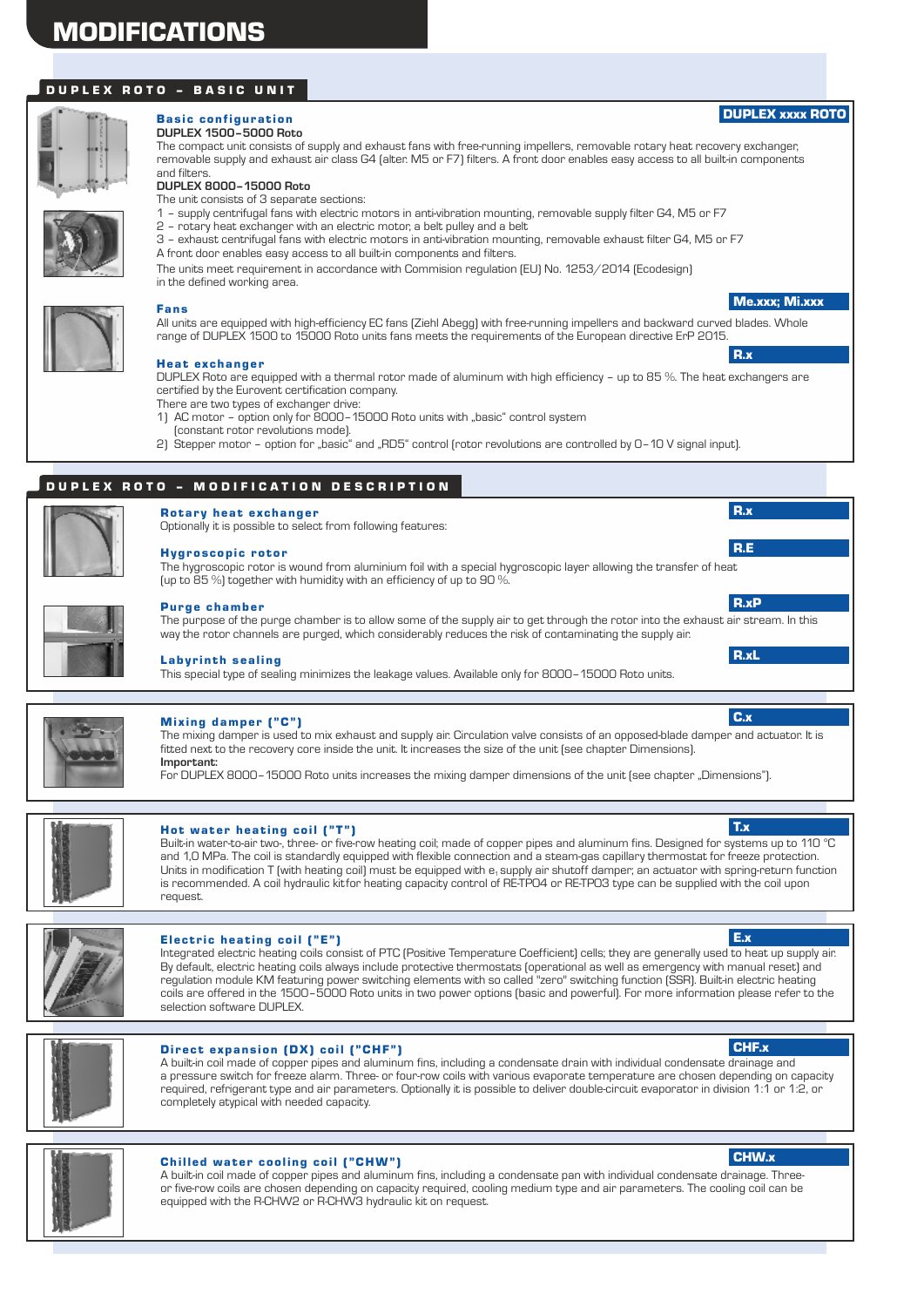# MODIFICATIONS

## DUPLEX ROTO – BASIC UNIT

### Basic configuration

**DUPLEX xxxx ROTO**

**DUPLEX 1500–5000 Roto**

The compact unit consists of supply and exhaust fans with free-running impellers, removable rotary heat recovery exchanger, removable supply and exhaust air class G4 (alter. M5 or F7) filters. A front door enables easy access to all built-in components and filters.

**DUPLEX 8000–15000 Roto**

The unit consists of 3 separate sections:

1 – supply centrifugal fans with electric motors in anti-vibration mounting, removable supply filter G4, M5 or F7
2 – rotary heat exchanger with an electric motor, a belt pulley and a belt
3 – exhaust centrifugal fans with electric motors in anti-vibration mounting, removable exhaust filter G4, M5 or F7

A front door enables easy access to all built-in components and filters.

The units meet requirement in accordance with Commision regulation (EU) No. 1253/2014 (Ecodesign) in the defined working area.

### Fans

**Me.xxx; Mi.xxx**

All units are equipped with high-efficiency EC fans (Ziehl Abegg) with free-running impellers and backward curved blades. Whole range of DUPLEX 1500 to 15000 Roto units fans meets the requirements of the European directive ErP 2015.

### Heat exchanger

**R.x**

DUPLEX Roto are equipped with a thermal rotor made of aluminum with high efficiency – up to 85 %. The heat exchangers are certified by the Eurovent certification company.

There are two types of exchanger drive:

1) AC motor – option only for 8000–15000 Roto units with „basic" control system (constant rotor revolutions mode).
2) Stepper motor – option for „basic" and „RD5" control (rotor revolutions are controlled by 0–10 V signal input).

## DUPLEX ROTO – MODIFICATION DESCRIPTION

### Rotary heat exchanger

**R.x**

Optionally it is possible to select from following features:

### Hygroscopic rotor

**R.E**

The hygroscopic rotor is wound from aluminium foil with a special hygroscopic layer allowing the transfer of heat (up to 85 %) together with humidity with an efficiency of up to 90 %.

### Purge chamber

**R.xP**

The purpose of the purge chamber is to allow some of the supply air to get through the rotor into the exhaust air stream. In this way the rotor channels are purged, which considerably reduces the risk of contaminating the supply air.

### Labyrinth sealing

**R.xL**

This special type of sealing minimizes the leakage values. Available only for 8000–15000 Roto units.

### Mixing damper ("C")

**C.x**

The mixing damper is used to mix exhaust and supply air. Circulation valve consists of an opposed-blade damper and actuator. It is fitted next to the recovery core inside the unit. It increases the size of the unit (see chapter Dimensions).

**Important:**

For DUPLEX 8000–15000 Roto units increases the mixing damper dimensions of the unit (see chapter „Dimensions").

### Hot water heating coil ("T")

**T.x**

Built-in water-to-air two-, three- or five-row heating coil; made of copper pipes and aluminum fins. Designed for systems up to 110 °C and 1,0 MPa. The coil is standardly equipped with flexible connection and a steam-gas capillary thermostat for freeze protection. Units in modification T (with heating coil) must be equipped with $e_1$ supply air shutoff damper; an actuator with spring-return function is recommended. A coil hydraulic kitfor heating capacity control of RE-TPO4 or RE-TPO3 type can be supplied with the coil upon request.

### Electric heating coil ("E")

**E.x**

Integrated electric heating coils consist of PTC (Positive Temperature Coefficient) cells; they are generally used to heat up supply air. By default, electric heating coils always include protective thermostats (operational as well as emergency with manual reset) and regulation module KM featuring power switching elements with so called "zero" switching function (SSR). Built-in electric heating coils are offered in the 1500–5000 Roto units in two power options (basic and powerful). For more information please refer to the selection software DUPLEX.

### Direct expansion (DX) coil ("CHF")

**CHF.x**

A built-in coil made of copper pipes and aluminum fins, including a condensate drain with individual condensate drainage and a pressure switch for freeze alarm. Three- or four-row coils with various evaporate temperature are chosen depending on capacity required, refrigerant type and air parameters. Optionally it is possible to deliver double-circuit evaporator in division 1:1 or 1:2, or completely atypical with needed capacity.

### Chilled water cooling coil ("CHW")

**CHW.x**

A built-in coil made of copper pipes and aluminum fins, including a condensate pan with individual condensate drainage. Three- or five-row coils are chosen depending on capacity required, cooling medium type and air parameters. The cooling coil can be equipped with the R-CHW2 or R-CHW3 hydraulic kit on request.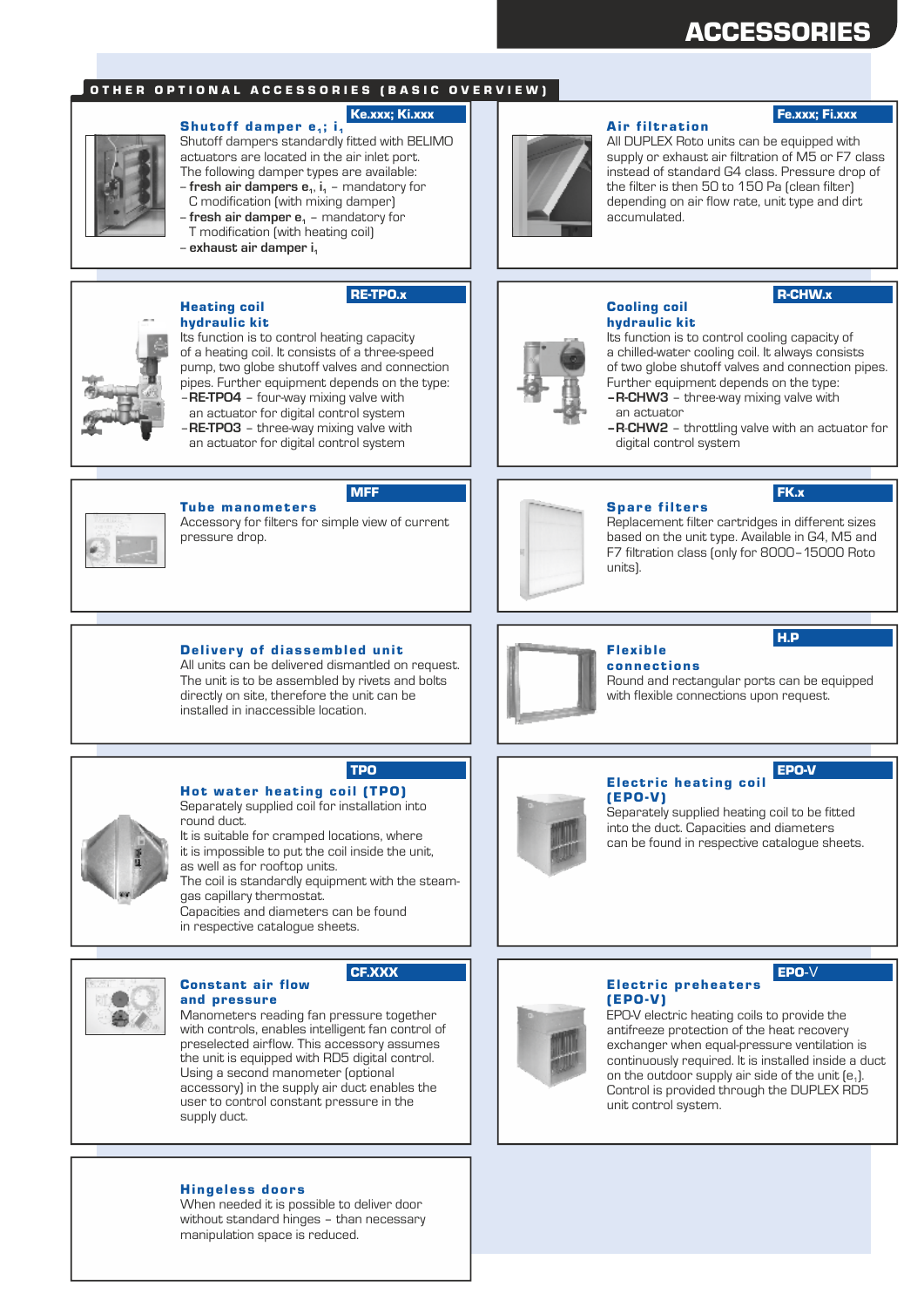# ACCESSORIES

## OTHER OPTIONAL ACCESSORIES (BASIC OVERVIEW)

### Shutoff damper $e_1$; $i_1$

**Ke.xxx; Ki.xxx**

Shutoff dampers standardly fitted with BELIMO actuators are located in the air inlet port. The following damper types are available:

- **fresh air dampers $e_1$, $i_1$** – mandatory for C modification (with mixing damper)
- **fresh air damper $e_1$** – mandatory for T modification (with heating coil)
- **exhaust air damper $i_1$**

### Air filtration

**Fe.xxx; Fi.xxx**

All DUPLEX Roto units can be equipped with supply or exhaust air filtration of M5 or F7 class instead of standard G4 class. Pressure drop of the filter is then 50 to 150 Pa (clean filter) depending on air flow rate, unit type and dirt accumulated.

### Heating coil hydraulic kit

**RE-TPO.x**

Its function is to control heating capacity of a heating coil. It consists of a three-speed pump, two globe shutoff valves and connection pipes. Further equipment depends on the type:

- **RE-TPO4** – four-way mixing valve with an actuator for digital control system
- **RE-TPO3** – three-way mixing valve with an actuator for digital control system

### Cooling coil hydraulic kit

**R-CHW.x**

Its function is to control cooling capacity of a chilled-water cooling coil. It always consists of two globe shutoff valves and connection pipes. Further equipment depends on the type:

- **R-CHW3** – three-way mixing valve with an actuator
- **R-CHW2** – throttling valve with an actuator for digital control system

### Tube manometers

**MFF**

Accessory for filters for simple view of current pressure drop.

### Spare filters

**FK.x**

Replacement filter cartridges in different sizes based on the unit type. Available in G4, M5 and F7 filtration class (only for 8000–15000 Roto units).

### Delivery of diassembled unit

All units can be delivered dismantled on request. The unit is to be assembled by rivets and bolts directly on site, therefore the unit can be installed in inaccessible location.

### Flexible connections

**H.P**

Round and rectangular ports can be equipped with flexible connections upon request.

### Hot water heating coil (TPO)

**TPO**

Separately supplied coil for installation into round duct.

It is suitable for cramped locations, where it is impossible to put the coil inside the unit, as well as for rooftop units.

The coil is standardly equipment with the steam-gas capillary thermostat.

Capacities and diameters can be found in respective catalogue sheets.

### Electric heating coil (EPO-V)

**EPO-V**

Separately supplied heating coil to be fitted into the duct. Capacities and diameters can be found in respective catalogue sheets.

### Constant air flow and pressure

**CF.XXX**

Manometers reading fan pressure together with controls, enables intelligent fan control of preselected airflow. This accessory assumes the unit is equipped with RD5 digital control. Using a second manometer (optional accessory) in the supply air duct enables the user to control constant pressure in the supply duct.

### Electric preheaters (EPO-V)

**EPO-V**

EPO-V electric heating coils to provide the antifreeze protection of the heat recovery exchanger when equal-pressure ventilation is continuously required. It is installed inside a duct on the outdoor supply air side of the unit ($e_1$). Control is provided through the DUPLEX RD5 unit control system.

### Hingeless doors

When needed it is possible to deliver door without standard hinges – than necessary manipulation space is reduced.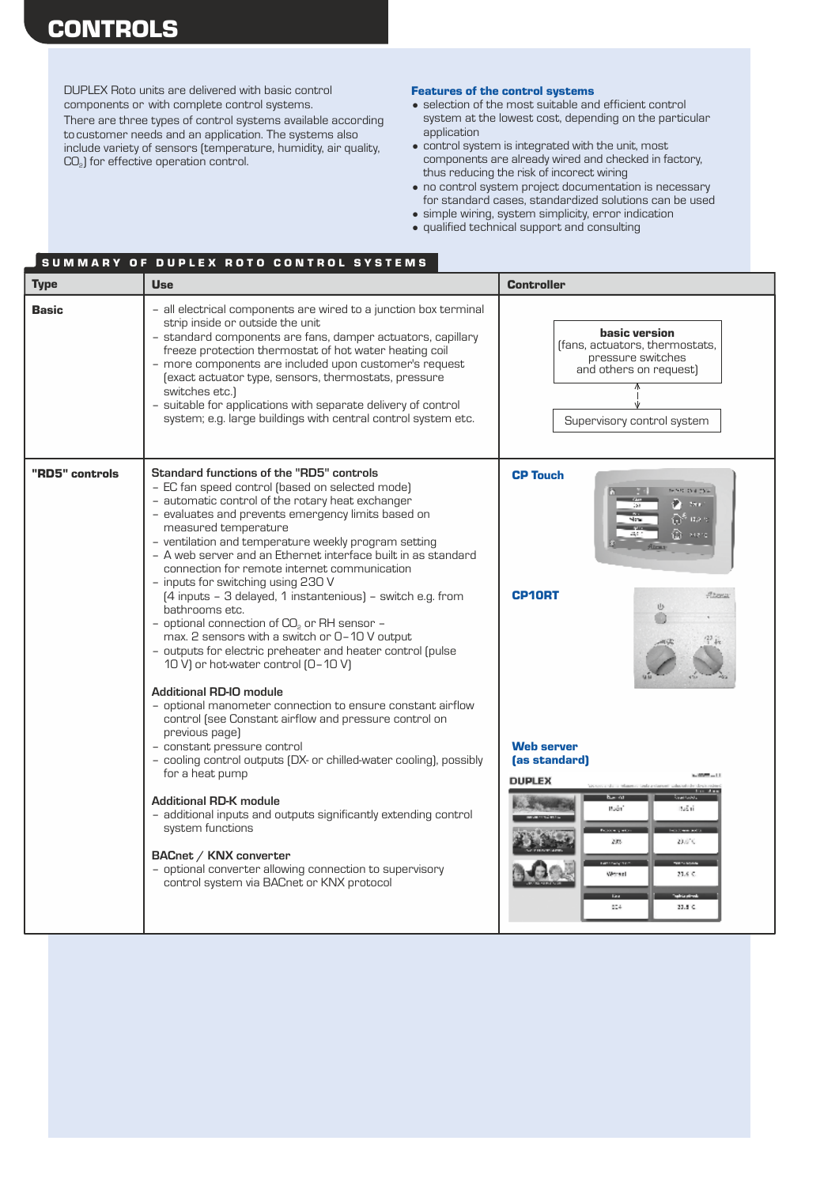# CONTROLS

DUPLEX Roto units are delivered with basic control components or with complete control systems.
There are three types of control systems available according to customer needs and an application. The systems also include variety of sensors (temperature, humidity, air quality, $CO_2$) for effective operation control.

**Features of the control systems**

- selection of the most suitable and efficient control system at the lowest cost, depending on the particular application
- control system is integrated with the unit, most components are already wired and checked in factory, thus reducing the risk of incorect wiring
- no control system project documentation is necessary for standard cases, standardized solutions can be used
- simple wiring, system simplicity, error indication
- qualified technical support and consulting

## SUMMARY OF DUPLEX ROTO CONTROL SYSTEMS

| Type | Use | Controller |
|---|---|---|
| **Basic** | – all electrical components are wired to a junction box terminal strip inside or outside the unit<br>– standard components are fans, damper actuators, capillary freeze protection thermostat of hot water heating coil<br>– more components are included upon customer's request (exact actuator type, sensors, thermostats, pressure switches etc.)<br>– suitable for applications with separate delivery of control system; e.g. large buildings with central control system etc. | **basic version** (fans, actuators, thermostats, pressure switches and others on request)<br>↕<br>Supervisory control system |
| **"RD5" controls** | **Standard functions of the "RD5" controls**<br>– EC fan speed control (based on selected mode)<br>– automatic control of the rotary heat exchanger<br>– evaluates and prevents emergency limits based on measured temperature<br>– ventilation and temperature weekly program setting<br>– A web server and an Ethernet interface built in as standard connection for remote internet communication<br>– inputs for switching using 230 V (4 inputs – 3 delayed, 1 instantenious) – switch e.g. from bathrooms etc.<br>– optional connection of $CO_2$ or RH sensor – max. 2 sensors with a switch or 0–10 V output<br>– outputs for electric preheater and heater control (pulse 10 V) or hot-water control (0–10 V)<br><br>**Additional RD-IO module**<br>– optional manometer connection to ensure constant airflow control (see Constant airflow and pressure control on previous page)<br>– constant pressure control<br>– cooling control outputs (DX- or chilled-water cooling), possibly for a heat pump<br><br>**Additional RD-K module**<br>– additional inputs and outputs significantly extending control system functions<br><br>**BACnet / KNX converter**<br>– optional converter allowing connection to supervisory control system via BACnet or KNX protocol | **CP Touch**<br><br>**CP10RT**<br><br>**Web server (as standard)** |